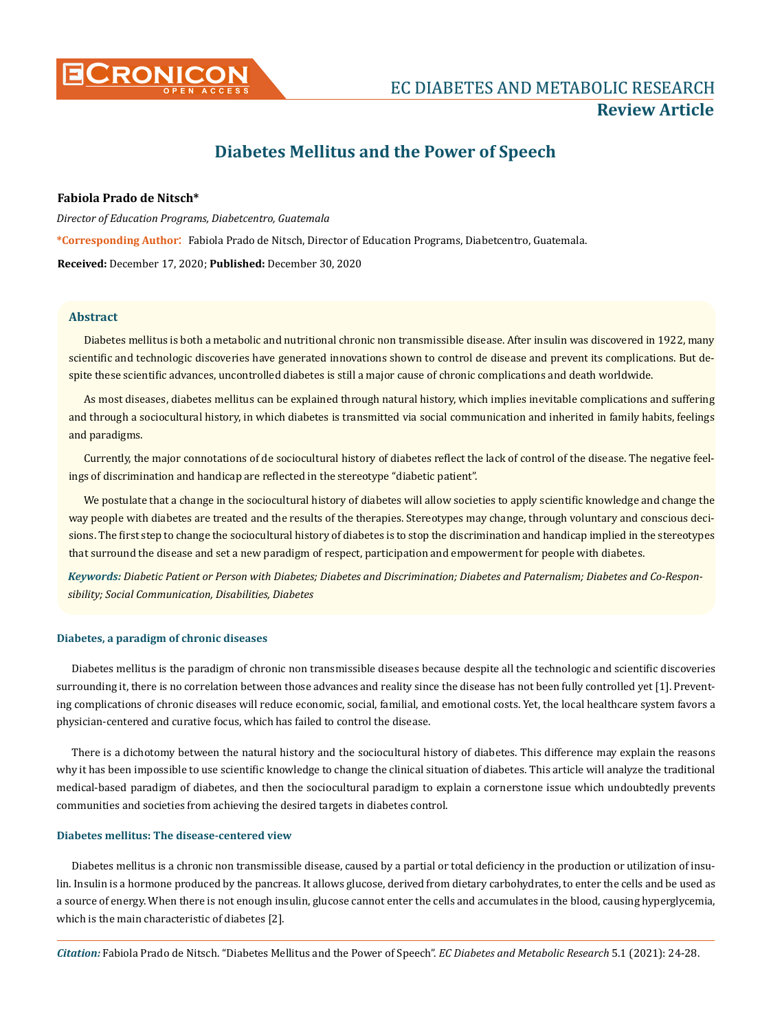# Diabetes Mellitus and the Power of Speech

**Fabiola Prado de Nitsch***

*Director of Education Programs, Diabetcentro, Guatemala*

***Corresponding Author:** Fabiola Prado de Nitsch, Director of Education Programs, Diabetcentro, Guatemala.

**Received:** December 17, 2020; **Published:** December 30, 2020

## Abstract

Diabetes mellitus is both a metabolic and nutritional chronic non transmissible disease. After insulin was discovered in 1922, many scientific and technologic discoveries have generated innovations shown to control de disease and prevent its complications. But despite these scientific advances, uncontrolled diabetes is still a major cause of chronic complications and death worldwide.

As most diseases, diabetes mellitus can be explained through natural history, which implies inevitable complications and suffering and through a sociocultural history, in which diabetes is transmitted via social communication and inherited in family habits, feelings and paradigms.

Currently, the major connotations of de sociocultural history of diabetes reflect the lack of control of the disease. The negative feelings of discrimination and handicap are reflected in the stereotype "diabetic patient".

We postulate that a change in the sociocultural history of diabetes will allow societies to apply scientific knowledge and change the way people with diabetes are treated and the results of the therapies. Stereotypes may change, through voluntary and conscious decisions. The first step to change the sociocultural history of diabetes is to stop the discrimination and handicap implied in the stereotypes that surround the disease and set a new paradigm of respect, participation and empowerment for people with diabetes.

***Keywords:*** *Diabetic Patient or Person with Diabetes; Diabetes and Discrimination; Diabetes and Paternalism; Diabetes and Co-Responsibility; Social Communication, Disabilities, Diabetes*

### Diabetes, a paradigm of chronic diseases

Diabetes mellitus is the paradigm of chronic non transmissible diseases because despite all the technologic and scientific discoveries surrounding it, there is no correlation between those advances and reality since the disease has not been fully controlled yet [1]. Preventing complications of chronic diseases will reduce economic, social, familial, and emotional costs. Yet, the local healthcare system favors a physician-centered and curative focus, which has failed to control the disease.

There is a dichotomy between the natural history and the sociocultural history of diabetes. This difference may explain the reasons why it has been impossible to use scientific knowledge to change the clinical situation of diabetes. This article will analyze the traditional medical-based paradigm of diabetes, and then the sociocultural paradigm to explain a cornerstone issue which undoubtedly prevents communities and societies from achieving the desired targets in diabetes control.

### Diabetes mellitus: The disease-centered view

Diabetes mellitus is a chronic non transmissible disease, caused by a partial or total deficiency in the production or utilization of insulin. Insulin is a hormone produced by the pancreas. It allows glucose, derived from dietary carbohydrates, to enter the cells and be used as a source of energy. When there is not enough insulin, glucose cannot enter the cells and accumulates in the blood, causing hyperglycemia, which is the main characteristic of diabetes [2].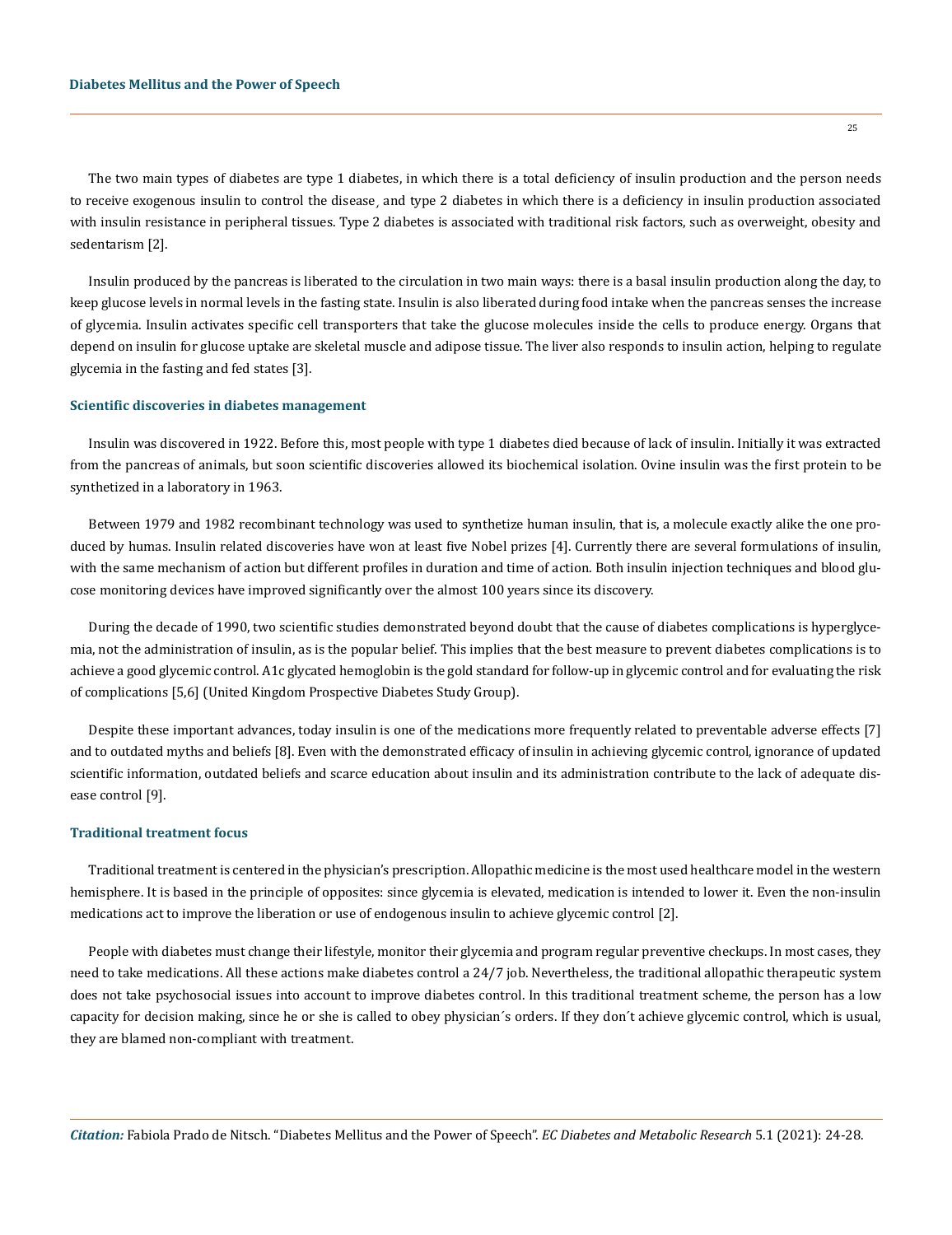The two main types of diabetes are type 1 diabetes, in which there is a total deficiency of insulin production and the person needs to receive exogenous insulin to control the disease¸ and type 2 diabetes in which there is a deficiency in insulin production associated with insulin resistance in peripheral tissues. Type 2 diabetes is associated with traditional risk factors, such as overweight, obesity and sedentarism [2].

Insulin produced by the pancreas is liberated to the circulation in two main ways: there is a basal insulin production along the day, to keep glucose levels in normal levels in the fasting state. Insulin is also liberated during food intake when the pancreas senses the increase of glycemia. Insulin activates specific cell transporters that take the glucose molecules inside the cells to produce energy. Organs that depend on insulin for glucose uptake are skeletal muscle and adipose tissue. The liver also responds to insulin action, helping to regulate glycemia in the fasting and fed states [3].

### Scientific discoveries in diabetes management

Insulin was discovered in 1922. Before this, most people with type 1 diabetes died because of lack of insulin. Initially it was extracted from the pancreas of animals, but soon scientific discoveries allowed its biochemical isolation. Ovine insulin was the first protein to be synthetized in a laboratory in 1963.

Between 1979 and 1982 recombinant technology was used to synthetize human insulin, that is, a molecule exactly alike the one produced by humas. Insulin related discoveries have won at least five Nobel prizes [4]. Currently there are several formulations of insulin, with the same mechanism of action but different profiles in duration and time of action. Both insulin injection techniques and blood glucose monitoring devices have improved significantly over the almost 100 years since its discovery.

During the decade of 1990, two scientific studies demonstrated beyond doubt that the cause of diabetes complications is hyperglycemia, not the administration of insulin, as is the popular belief. This implies that the best measure to prevent diabetes complications is to achieve a good glycemic control. A1c glycated hemoglobin is the gold standard for follow-up in glycemic control and for evaluating the risk of complications [5,6] (United Kingdom Prospective Diabetes Study Group).

Despite these important advances, today insulin is one of the medications more frequently related to preventable adverse effects [7] and to outdated myths and beliefs [8]. Even with the demonstrated efficacy of insulin in achieving glycemic control, ignorance of updated scientific information, outdated beliefs and scarce education about insulin and its administration contribute to the lack of adequate disease control [9].

### Traditional treatment focus

Traditional treatment is centered in the physician's prescription. Allopathic medicine is the most used healthcare model in the western hemisphere. It is based in the principle of opposites: since glycemia is elevated, medication is intended to lower it. Even the non-insulin medications act to improve the liberation or use of endogenous insulin to achieve glycemic control [2].

People with diabetes must change their lifestyle, monitor their glycemia and program regular preventive checkups. In most cases, they need to take medications. All these actions make diabetes control a 24/7 job. Nevertheless, the traditional allopathic therapeutic system does not take psychosocial issues into account to improve diabetes control. In this traditional treatment scheme, the person has a low capacity for decision making, since he or she is called to obey physician´s orders. If they don´t achieve glycemic control, which is usual, they are blamed non-compliant with treatment.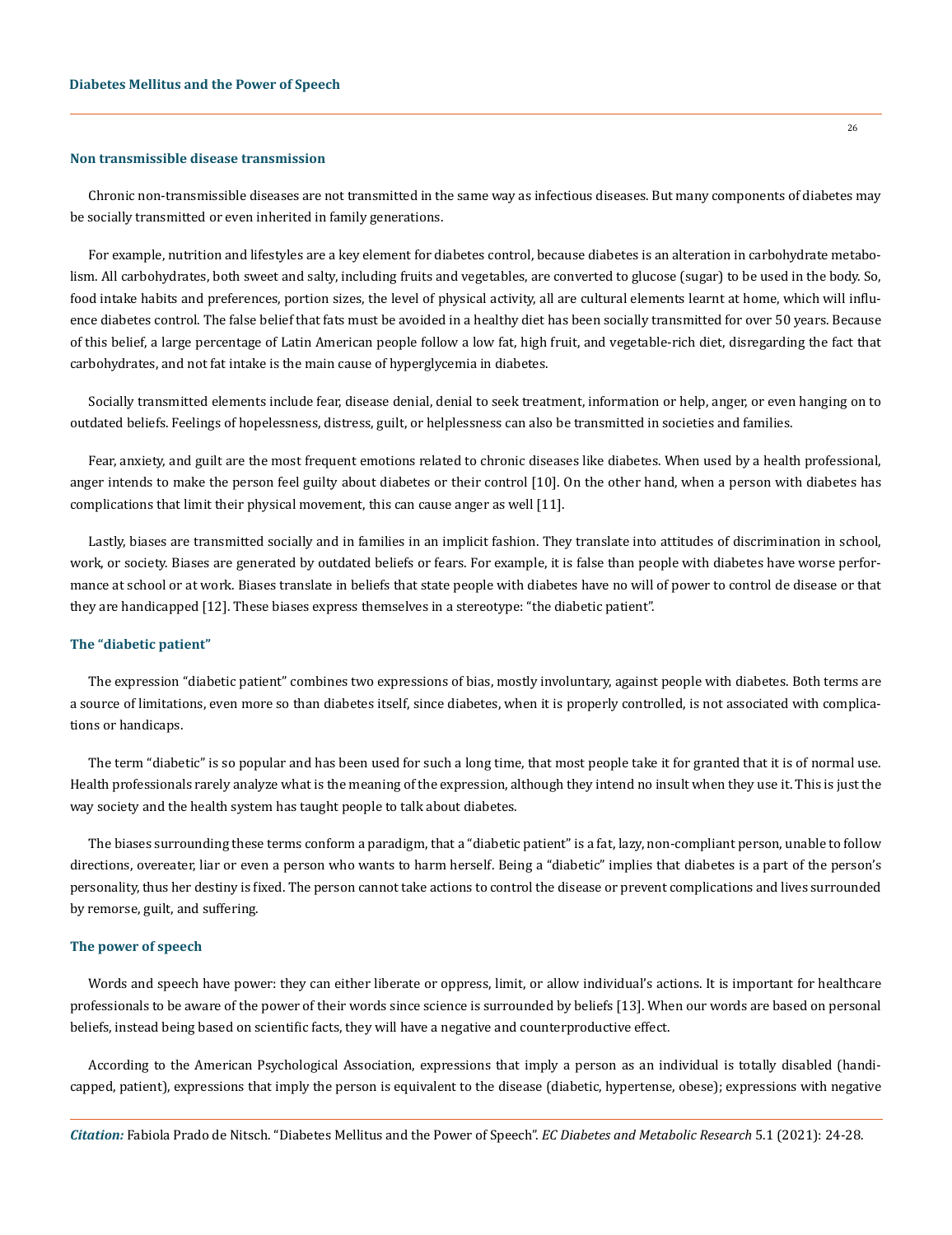### Non transmissible disease transmission

Chronic non-transmissible diseases are not transmitted in the same way as infectious diseases. But many components of diabetes may be socially transmitted or even inherited in family generations.

For example, nutrition and lifestyles are a key element for diabetes control, because diabetes is an alteration in carbohydrate metabolism. All carbohydrates, both sweet and salty, including fruits and vegetables, are converted to glucose (sugar) to be used in the body. So, food intake habits and preferences, portion sizes, the level of physical activity, all are cultural elements learnt at home, which will influence diabetes control. The false belief that fats must be avoided in a healthy diet has been socially transmitted for over 50 years. Because of this belief, a large percentage of Latin American people follow a low fat, high fruit, and vegetable-rich diet, disregarding the fact that carbohydrates, and not fat intake is the main cause of hyperglycemia in diabetes.

Socially transmitted elements include fear, disease denial, denial to seek treatment, information or help, anger, or even hanging on to outdated beliefs. Feelings of hopelessness, distress, guilt, or helplessness can also be transmitted in societies and families.

Fear, anxiety, and guilt are the most frequent emotions related to chronic diseases like diabetes. When used by a health professional, anger intends to make the person feel guilty about diabetes or their control [10]. On the other hand, when a person with diabetes has complications that limit their physical movement, this can cause anger as well [11].

Lastly, biases are transmitted socially and in families in an implicit fashion. They translate into attitudes of discrimination in school, work, or society. Biases are generated by outdated beliefs or fears. For example, it is false than people with diabetes have worse performance at school or at work. Biases translate in beliefs that state people with diabetes have no will of power to control de disease or that they are handicapped [12]. These biases express themselves in a stereotype: "the diabetic patient".

### The "diabetic patient"

The expression "diabetic patient" combines two expressions of bias, mostly involuntary, against people with diabetes. Both terms are a source of limitations, even more so than diabetes itself, since diabetes, when it is properly controlled, is not associated with complications or handicaps.

The term "diabetic" is so popular and has been used for such a long time, that most people take it for granted that it is of normal use. Health professionals rarely analyze what is the meaning of the expression, although they intend no insult when they use it. This is just the way society and the health system has taught people to talk about diabetes.

The biases surrounding these terms conform a paradigm, that a "diabetic patient" is a fat, lazy, non-compliant person, unable to follow directions, overeater, liar or even a person who wants to harm herself. Being a "diabetic" implies that diabetes is a part of the person's personality, thus her destiny is fixed. The person cannot take actions to control the disease or prevent complications and lives surrounded by remorse, guilt, and suffering.

### The power of speech

Words and speech have power: they can either liberate or oppress, limit, or allow individual's actions. It is important for healthcare professionals to be aware of the power of their words since science is surrounded by beliefs [13]. When our words are based on personal beliefs, instead being based on scientific facts, they will have a negative and counterproductive effect.

According to the American Psychological Association, expressions that imply a person as an individual is totally disabled (handicapped, patient), expressions that imply the person is equivalent to the disease (diabetic, hypertense, obese); expressions with negative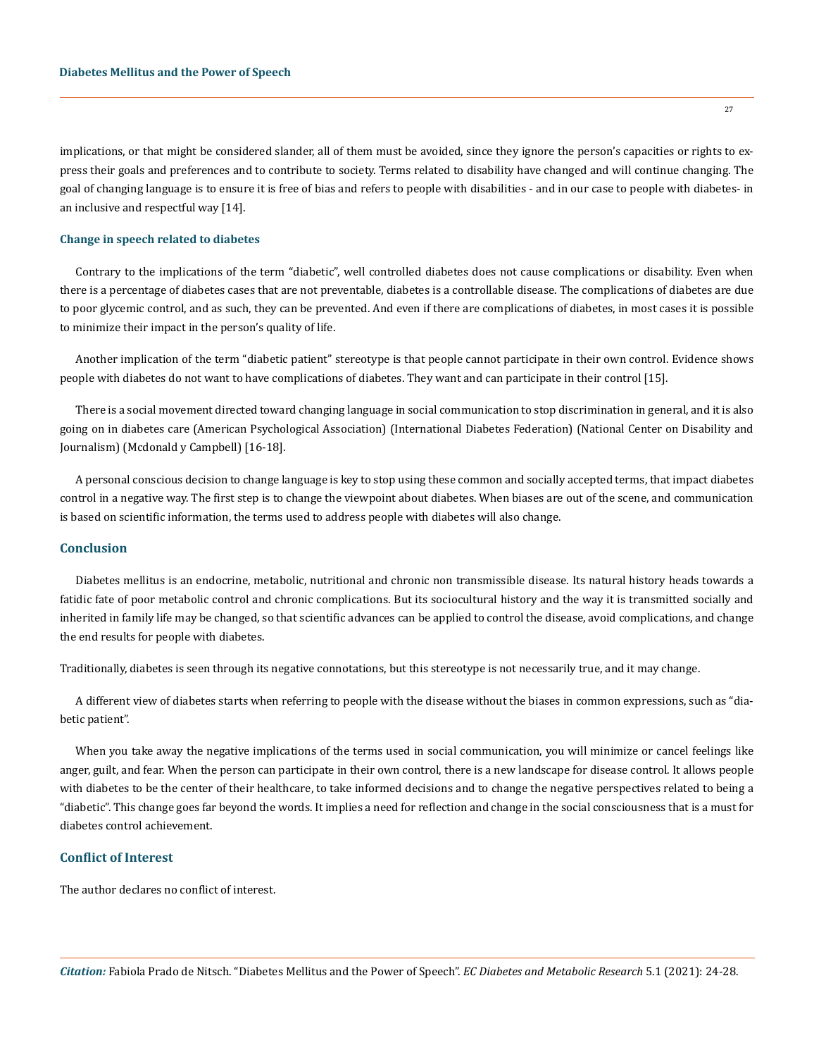implications, or that might be considered slander, all of them must be avoided, since they ignore the person's capacities or rights to express their goals and preferences and to contribute to society. Terms related to disability have changed and will continue changing. The goal of changing language is to ensure it is free of bias and refers to people with disabilities - and in our case to people with diabetes- in an inclusive and respectful way [14].

### Change in speech related to diabetes

Contrary to the implications of the term "diabetic", well controlled diabetes does not cause complications or disability. Even when there is a percentage of diabetes cases that are not preventable, diabetes is a controllable disease. The complications of diabetes are due to poor glycemic control, and as such, they can be prevented. And even if there are complications of diabetes, in most cases it is possible to minimize their impact in the person's quality of life.

Another implication of the term "diabetic patient" stereotype is that people cannot participate in their own control. Evidence shows people with diabetes do not want to have complications of diabetes. They want and can participate in their control [15].

There is a social movement directed toward changing language in social communication to stop discrimination in general, and it is also going on in diabetes care (American Psychological Association) (International Diabetes Federation) (National Center on Disability and Journalism) (Mcdonald y Campbell) [16-18].

A personal conscious decision to change language is key to stop using these common and socially accepted terms, that impact diabetes control in a negative way. The first step is to change the viewpoint about diabetes. When biases are out of the scene, and communication is based on scientific information, the terms used to address people with diabetes will also change.

## Conclusion

Diabetes mellitus is an endocrine, metabolic, nutritional and chronic non transmissible disease. Its natural history heads towards a fatidic fate of poor metabolic control and chronic complications. But its sociocultural history and the way it is transmitted socially and inherited in family life may be changed, so that scientific advances can be applied to control the disease, avoid complications, and change the end results for people with diabetes.

Traditionally, diabetes is seen through its negative connotations, but this stereotype is not necessarily true, and it may change.

A different view of diabetes starts when referring to people with the disease without the biases in common expressions, such as "diabetic patient".

When you take away the negative implications of the terms used in social communication, you will minimize or cancel feelings like anger, guilt, and fear. When the person can participate in their own control, there is a new landscape for disease control. It allows people with diabetes to be the center of their healthcare, to take informed decisions and to change the negative perspectives related to being a "diabetic". This change goes far beyond the words. It implies a need for reflection and change in the social consciousness that is a must for diabetes control achievement.

## Conflict of Interest

The author declares no conflict of interest.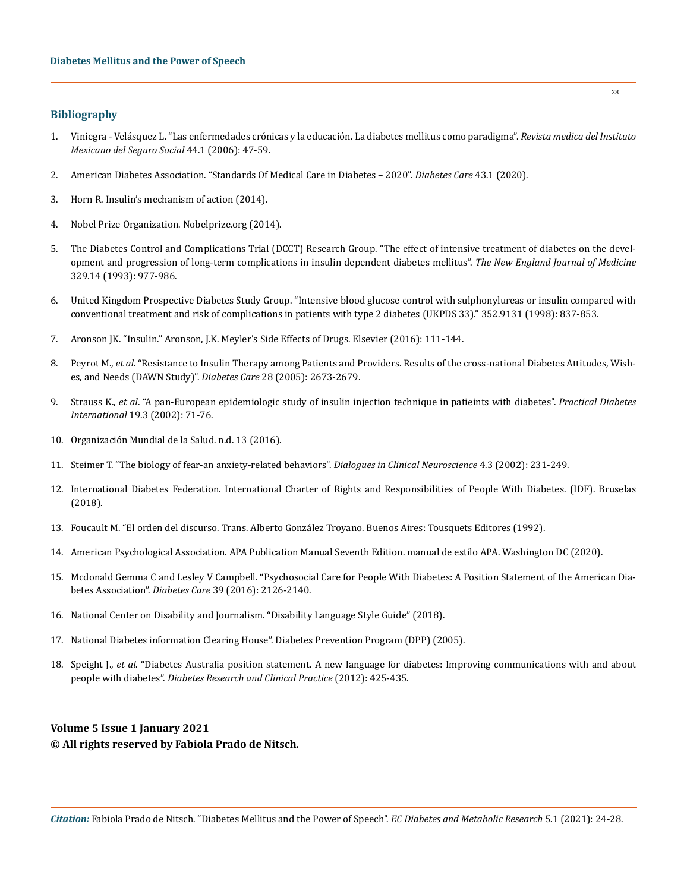## Bibliography

1. Viniegra - Velásquez L. "Las enfermedades crónicas y la educación. La diabetes mellitus como paradigma". *Revista medica del Instituto Mexicano del Seguro Social* 44.1 (2006): 47-59.

2. American Diabetes Association. "Standards Of Medical Care in Diabetes – 2020". *Diabetes Care* 43.1 (2020).

3. Horn R. Insulin's mechanism of action (2014).

4. Nobel Prize Organization. Nobelprize.org (2014).

5. The Diabetes Control and Complications Trial (DCCT) Research Group. "The effect of intensive treatment of diabetes on the development and progression of long-term complications in insulin dependent diabetes mellitus". *The New England Journal of Medicine* 329.14 (1993): 977-986.

6. United Kingdom Prospective Diabetes Study Group. "Intensive blood glucose control with sulphonylureas or insulin compared with conventional treatment and risk of complications in patients with type 2 diabetes (UKPDS 33)." 352.9131 (1998): 837-853.

7. Aronson JK. "Insulin." Aronson, J.K. Meyler's Side Effects of Drugs. Elsevier (2016): 111-144.

8. Peyrot M., *et al*. "Resistance to Insulin Therapy among Patients and Providers. Results of the cross-national Diabetes Attitudes, Wishes, and Needs (DAWN Study)". *Diabetes Care* 28 (2005): 2673-2679.

9. Strauss K., *et al*. "A pan-European epidemiologic study of insulin injection technique in patieints with diabetes". *Practical Diabetes International* 19.3 (2002): 71-76.

10. Organización Mundial de la Salud. n.d. 13 (2016).

11. Steimer T. "The biology of fear-an anxiety-related behaviors". *Dialogues in Clinical Neuroscience* 4.3 (2002): 231-249.

12. International Diabetes Federation. International Charter of Rights and Responsibilities of People With Diabetes. (IDF). Bruselas (2018).

13. Foucault M. "El orden del discurso. Trans. Alberto González Troyano. Buenos Aires: Tousquets Editores (1992).

14. American Psychological Association. APA Publication Manual Seventh Edition. manual de estilo APA. Washington DC (2020).

15. Mcdonald Gemma C and Lesley V Campbell. "Psychosocial Care for People With Diabetes: A Position Statement of the American Diabetes Association". *Diabetes Care* 39 (2016): 2126-2140.

16. National Center on Disability and Journalism. "Disability Language Style Guide" (2018).

17. National Diabetes information Clearing House". Diabetes Prevention Program (DPP) (2005).

18. Speight J., *et al*. "Diabetes Australia position statement. A new language for diabetes: Improving communications with and about people with diabetes". *Diabetes Research and Clinical Practice* (2012): 425-435.

**Volume 5 Issue 1 January 2021**
**© All rights reserved by Fabiola Prado de Nitsch.**